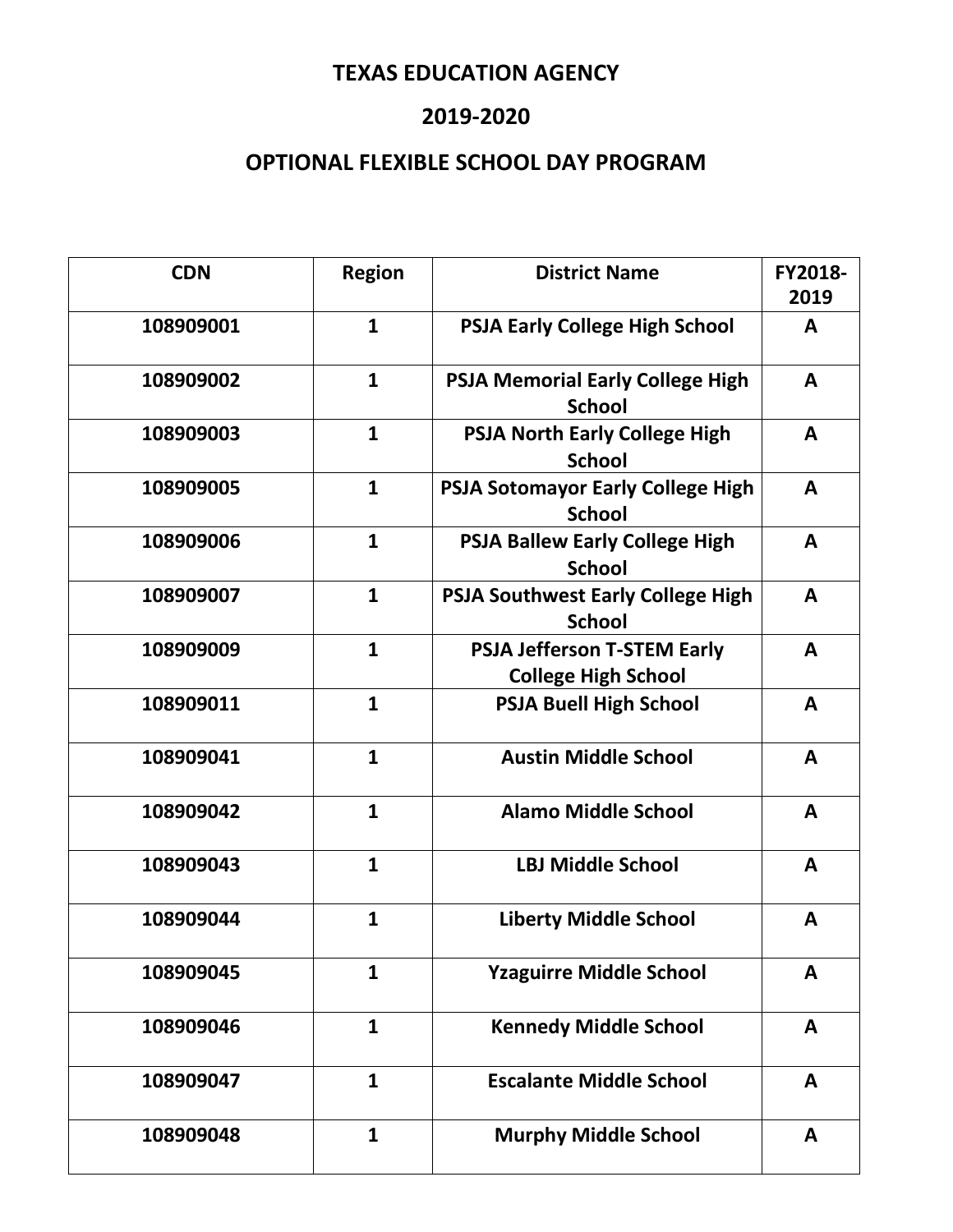# TEXAS EDUCATION AGENCY

## 2019-2020

## OPTIONAL FLEXIBLE SCHOOL DAY PROGRAM

| CDN | Region | District Name | FY2018-2019 |
|---|---|---|---|
| 108909001 | 1 | PSJA Early College High School | A |
| 108909002 | 1 | PSJA Memorial Early College High School | A |
| 108909003 | 1 | PSJA North Early College High School | A |
| 108909005 | 1 | PSJA Sotomayor Early College High School | A |
| 108909006 | 1 | PSJA Ballew Early College High School | A |
| 108909007 | 1 | PSJA Southwest Early College High School | A |
| 108909009 | 1 | PSJA Jefferson T-STEM Early College High School | A |
| 108909011 | 1 | PSJA Buell High School | A |
| 108909041 | 1 | Austin Middle School | A |
| 108909042 | 1 | Alamo Middle School | A |
| 108909043 | 1 | LBJ Middle School | A |
| 108909044 | 1 | Liberty Middle School | A |
| 108909045 | 1 | Yzaguirre Middle School | A |
| 108909046 | 1 | Kennedy Middle School | A |
| 108909047 | 1 | Escalante Middle School | A |
| 108909048 | 1 | Murphy Middle School | A |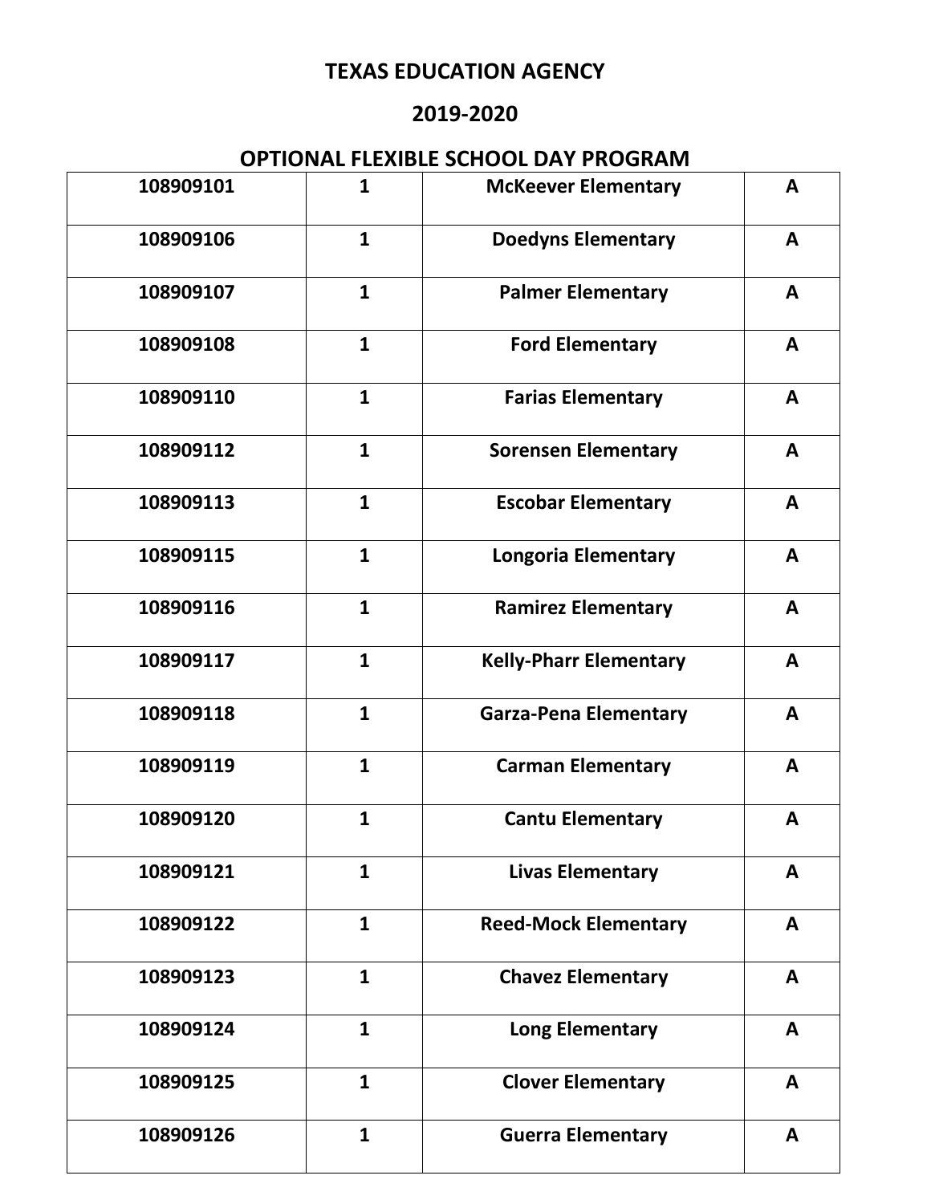# TEXAS EDUCATION AGENCY

## 2019-2020

## OPTIONAL FLEXIBLE SCHOOL DAY PROGRAM

| | | | |
|---|---|---|---|
| 108909101 | 1 | McKeever Elementary | A |
| 108909106 | 1 | Doedyns Elementary | A |
| 108909107 | 1 | Palmer Elementary | A |
| 108909108 | 1 | Ford Elementary | A |
| 108909110 | 1 | Farias Elementary | A |
| 108909112 | 1 | Sorensen Elementary | A |
| 108909113 | 1 | Escobar Elementary | A |
| 108909115 | 1 | Longoria Elementary | A |
| 108909116 | 1 | Ramirez Elementary | A |
| 108909117 | 1 | Kelly-Pharr Elementary | A |
| 108909118 | 1 | Garza-Pena Elementary | A |
| 108909119 | 1 | Carman Elementary | A |
| 108909120 | 1 | Cantu Elementary | A |
| 108909121 | 1 | Livas Elementary | A |
| 108909122 | 1 | Reed-Mock Elementary | A |
| 108909123 | 1 | Chavez Elementary | A |
| 108909124 | 1 | Long Elementary | A |
| 108909125 | 1 | Clover Elementary | A |
| 108909126 | 1 | Guerra Elementary | A |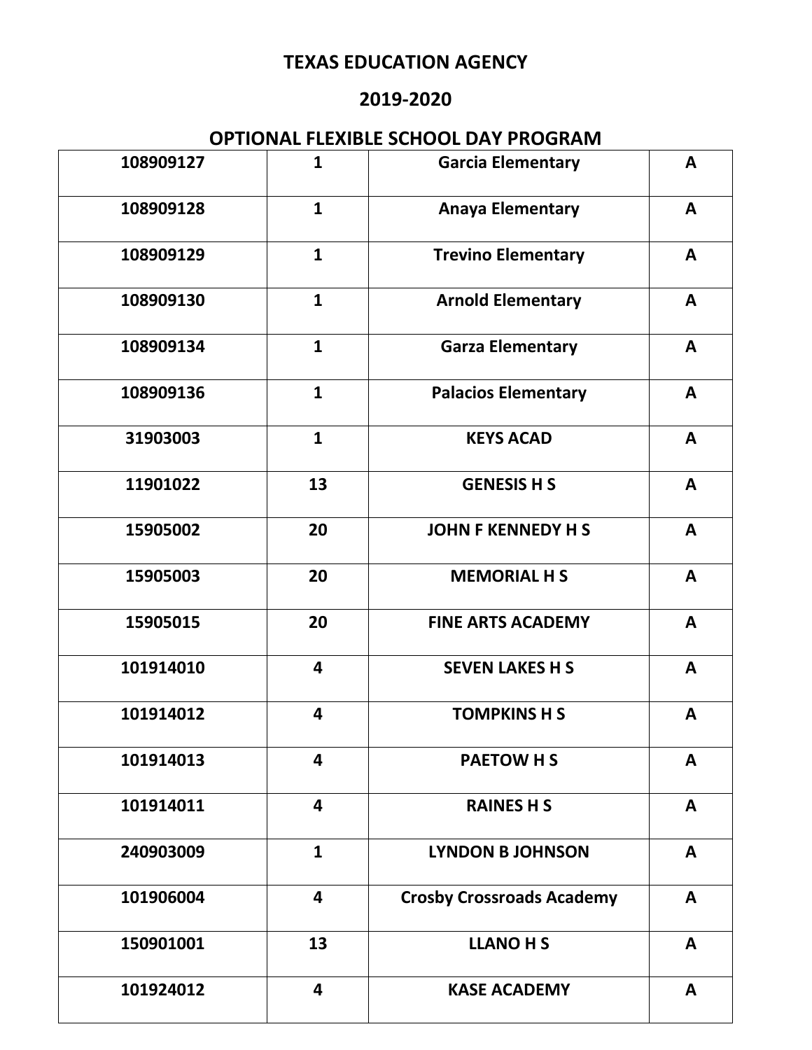**TEXAS EDUCATION AGENCY**

**2019-2020**

**OPTIONAL FLEXIBLE SCHOOL DAY PROGRAM**

| | | | |
|---|---|---|---|
| 108909127 | 1 | Garcia Elementary | A |
| 108909128 | 1 | Anaya Elementary | A |
| 108909129 | 1 | Trevino Elementary | A |
| 108909130 | 1 | Arnold Elementary | A |
| 108909134 | 1 | Garza Elementary | A |
| 108909136 | 1 | Palacios Elementary | A |
| 31903003 | 1 | KEYS ACAD | A |
| 11901022 | 13 | GENESIS H S | A |
| 15905002 | 20 | JOHN F KENNEDY H S | A |
| 15905003 | 20 | MEMORIAL H S | A |
| 15905015 | 20 | FINE ARTS ACADEMY | A |
| 101914010 | 4 | SEVEN LAKES H S | A |
| 101914012 | 4 | TOMPKINS H S | A |
| 101914013 | 4 | PAETOW H S | A |
| 101914011 | 4 | RAINES H S | A |
| 240903009 | 1 | LYNDON B JOHNSON | A |
| 101906004 | 4 | Crosby Crossroads Academy | A |
| 150901001 | 13 | LLANO H S | A |
| 101924012 | 4 | KASE ACADEMY | A |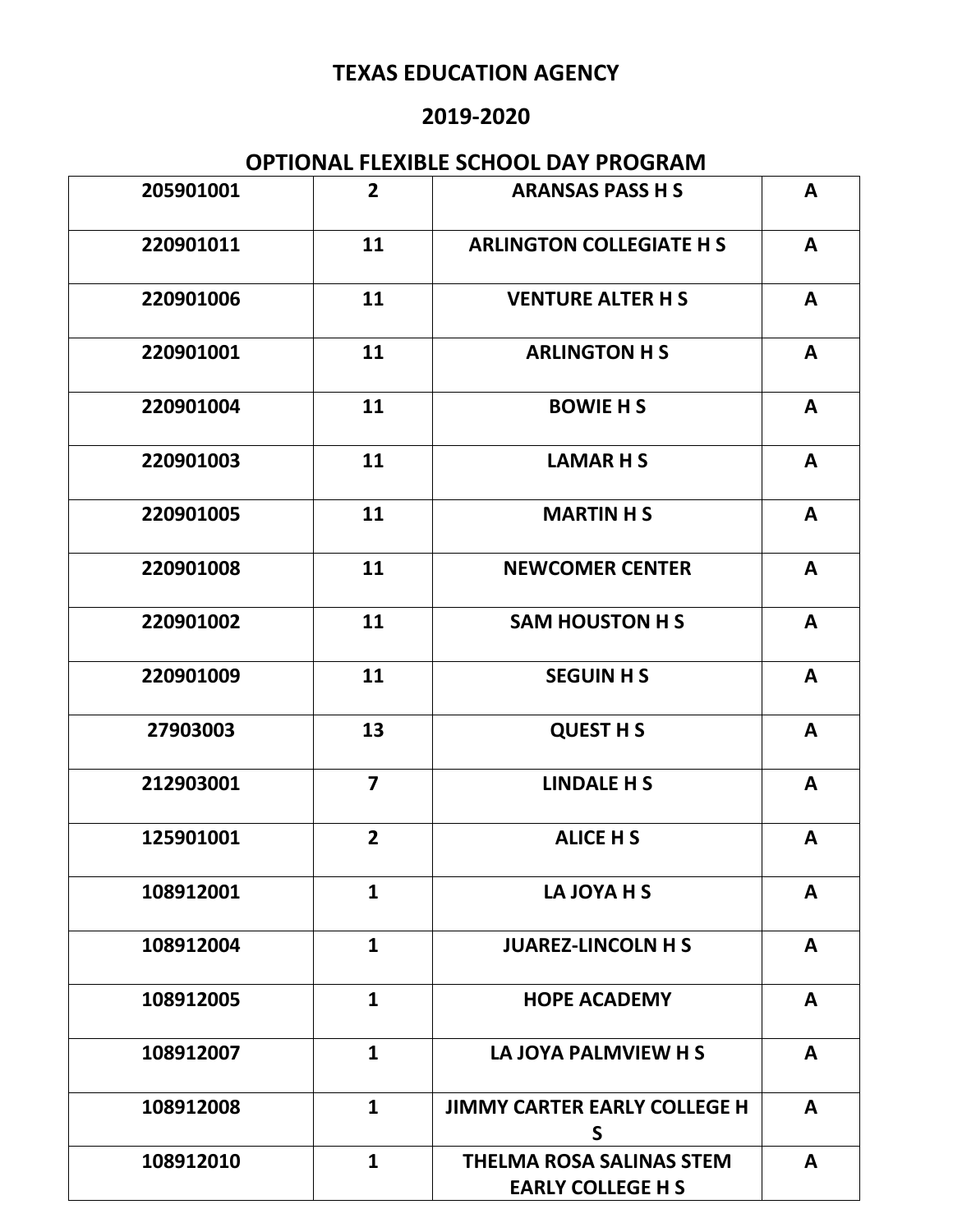**TEXAS EDUCATION AGENCY**

**2019-2020**

**OPTIONAL FLEXIBLE SCHOOL DAY PROGRAM**

| | | | |
|---|---|---|---|
| 205901001 | 2 | ARANSAS PASS H S | A |
| 220901011 | 11 | ARLINGTON COLLEGIATE H S | A |
| 220901006 | 11 | VENTURE ALTER H S | A |
| 220901001 | 11 | ARLINGTON H S | A |
| 220901004 | 11 | BOWIE H S | A |
| 220901003 | 11 | LAMAR H S | A |
| 220901005 | 11 | MARTIN H S | A |
| 220901008 | 11 | NEWCOMER CENTER | A |
| 220901002 | 11 | SAM HOUSTON H S | A |
| 220901009 | 11 | SEGUIN H S | A |
| 27903003 | 13 | QUEST H S | A |
| 212903001 | 7 | LINDALE H S | A |
| 125901001 | 2 | ALICE H S | A |
| 108912001 | 1 | LA JOYA H S | A |
| 108912004 | 1 | JUAREZ-LINCOLN H S | A |
| 108912005 | 1 | HOPE ACADEMY | A |
| 108912007 | 1 | LA JOYA PALMVIEW H S | A |
| 108912008 | 1 | JIMMY CARTER EARLY COLLEGE H S | A |
| 108912010 | 1 | THELMA ROSA SALINAS STEM EARLY COLLEGE H S | A |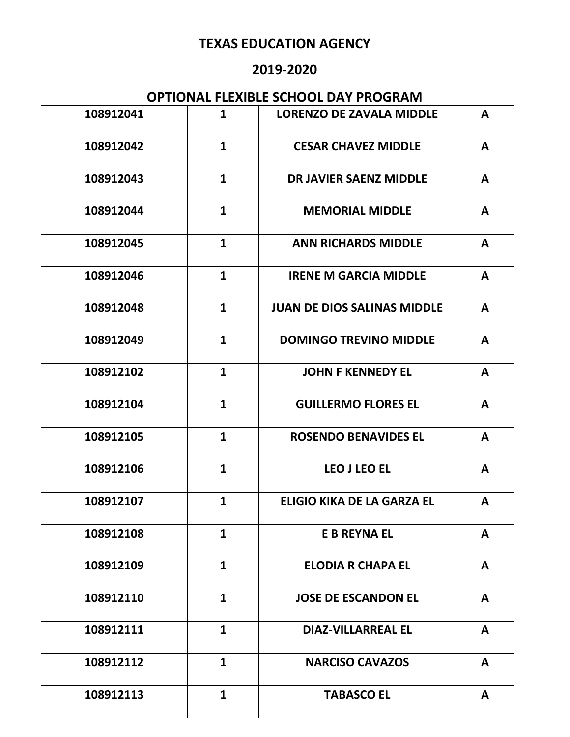# TEXAS EDUCATION AGENCY

## 2019-2020

## OPTIONAL FLEXIBLE SCHOOL DAY PROGRAM

| | | | |
|---|---|---|---|
| 108912041 | 1 | LORENZO DE ZAVALA MIDDLE | A |
| 108912042 | 1 | CESAR CHAVEZ MIDDLE | A |
| 108912043 | 1 | DR JAVIER SAENZ MIDDLE | A |
| 108912044 | 1 | MEMORIAL MIDDLE | A |
| 108912045 | 1 | ANN RICHARDS MIDDLE | A |
| 108912046 | 1 | IRENE M GARCIA MIDDLE | A |
| 108912048 | 1 | JUAN DE DIOS SALINAS MIDDLE | A |
| 108912049 | 1 | DOMINGO TREVINO MIDDLE | A |
| 108912102 | 1 | JOHN F KENNEDY EL | A |
| 108912104 | 1 | GUILLERMO FLORES EL | A |
| 108912105 | 1 | ROSENDO BENAVIDES EL | A |
| 108912106 | 1 | LEO J LEO EL | A |
| 108912107 | 1 | ELIGIO KIKA DE LA GARZA EL | A |
| 108912108 | 1 | E B REYNA EL | A |
| 108912109 | 1 | ELODIA R CHAPA EL | A |
| 108912110 | 1 | JOSE DE ESCANDON EL | A |
| 108912111 | 1 | DIAZ-VILLARREAL EL | A |
| 108912112 | 1 | NARCISO CAVAZOS | A |
| 108912113 | 1 | TABASCO EL | A |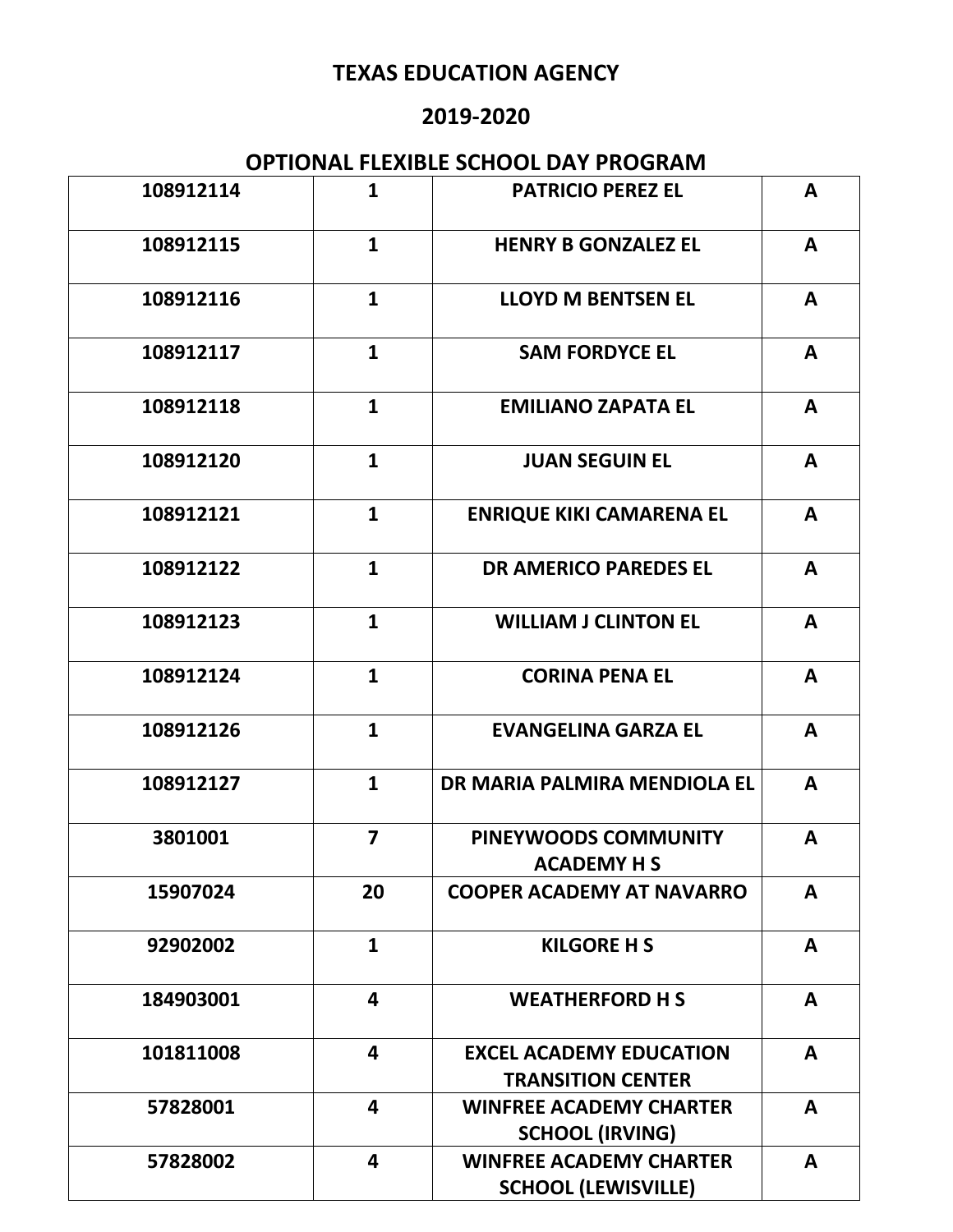**TEXAS EDUCATION AGENCY**

**2019-2020**

**OPTIONAL FLEXIBLE SCHOOL DAY PROGRAM**

| | | | |
|---|---|---|---|
| 108912114 | 1 | PATRICIO PEREZ EL | A |
| 108912115 | 1 | HENRY B GONZALEZ EL | A |
| 108912116 | 1 | LLOYD M BENTSEN EL | A |
| 108912117 | 1 | SAM FORDYCE EL | A |
| 108912118 | 1 | EMILIANO ZAPATA EL | A |
| 108912120 | 1 | JUAN SEGUIN EL | A |
| 108912121 | 1 | ENRIQUE KIKI CAMARENA EL | A |
| 108912122 | 1 | DR AMERICO PAREDES EL | A |
| 108912123 | 1 | WILLIAM J CLINTON EL | A |
| 108912124 | 1 | CORINA PENA EL | A |
| 108912126 | 1 | EVANGELINA GARZA EL | A |
| 108912127 | 1 | DR MARIA PALMIRA MENDIOLA EL | A |
| 3801001 | 7 | PINEYWOODS COMMUNITY ACADEMY H S | A |
| 15907024 | 20 | COOPER ACADEMY AT NAVARRO | A |
| 92902002 | 1 | KILGORE H S | A |
| 184903001 | 4 | WEATHERFORD H S | A |
| 101811008 | 4 | EXCEL ACADEMY EDUCATION TRANSITION CENTER | A |
| 57828001 | 4 | WINFREE ACADEMY CHARTER SCHOOL (IRVING) | A |
| 57828002 | 4 | WINFREE ACADEMY CHARTER SCHOOL (LEWISVILLE) | A |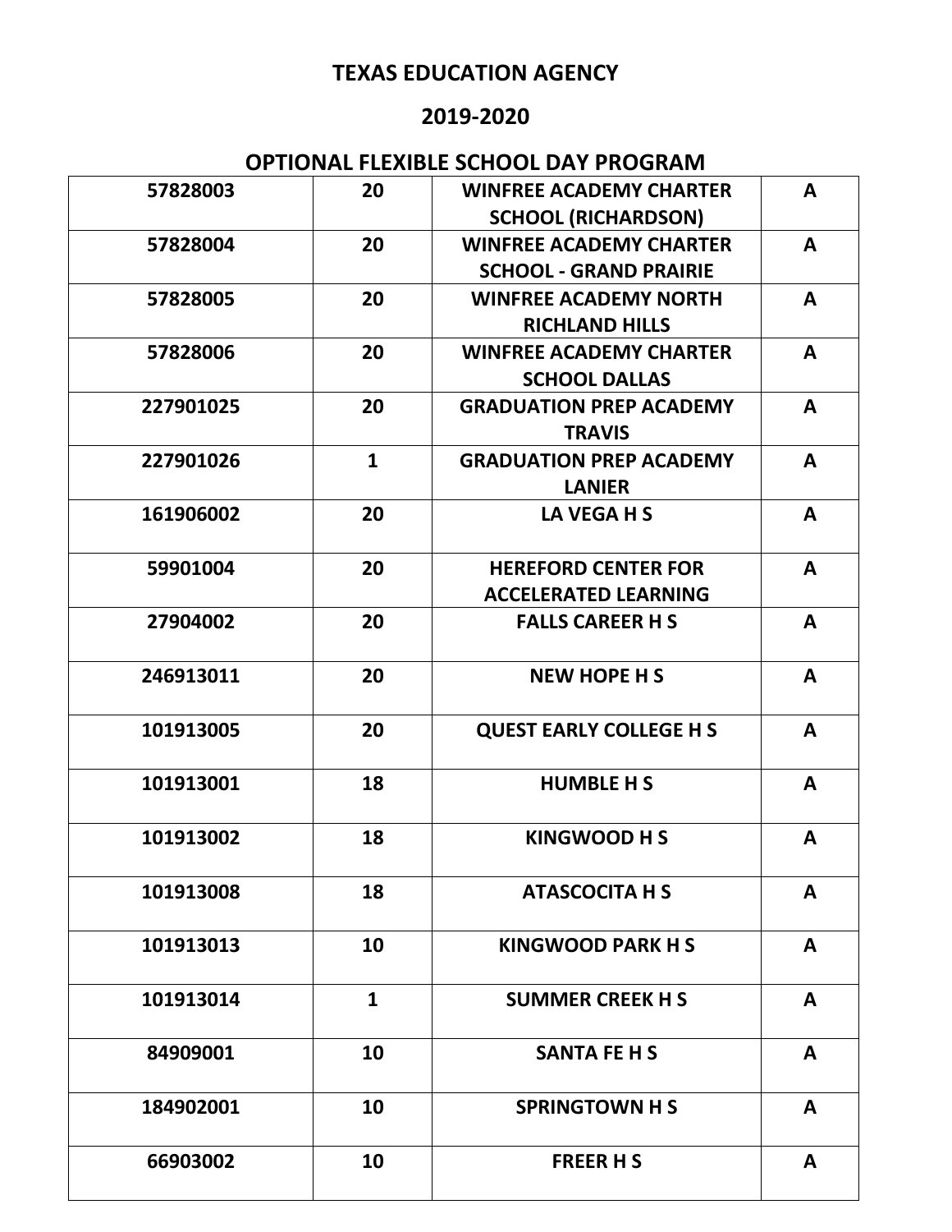**TEXAS EDUCATION AGENCY**

**2019-2020**

**OPTIONAL FLEXIBLE SCHOOL DAY PROGRAM**

| | | | |
|---|---|---|---|
| 57828003 | 20 | WINFREE ACADEMY CHARTER SCHOOL (RICHARDSON) | A |
| 57828004 | 20 | WINFREE ACADEMY CHARTER SCHOOL - GRAND PRAIRIE | A |
| 57828005 | 20 | WINFREE ACADEMY NORTH RICHLAND HILLS | A |
| 57828006 | 20 | WINFREE ACADEMY CHARTER SCHOOL DALLAS | A |
| 227901025 | 20 | GRADUATION PREP ACADEMY TRAVIS | A |
| 227901026 | 1 | GRADUATION PREP ACADEMY LANIER | A |
| 161906002 | 20 | LA VEGA H S | A |
| 59901004 | 20 | HEREFORD CENTER FOR ACCELERATED LEARNING | A |
| 27904002 | 20 | FALLS CAREER H S | A |
| 246913011 | 20 | NEW HOPE H S | A |
| 101913005 | 20 | QUEST EARLY COLLEGE H S | A |
| 101913001 | 18 | HUMBLE H S | A |
| 101913002 | 18 | KINGWOOD H S | A |
| 101913008 | 18 | ATASCOCITA H S | A |
| 101913013 | 10 | KINGWOOD PARK H S | A |
| 101913014 | 1 | SUMMER CREEK H S | A |
| 84909001 | 10 | SANTA FE H S | A |
| 184902001 | 10 | SPRINGTOWN H S | A |
| 66903002 | 10 | FREER H S | A |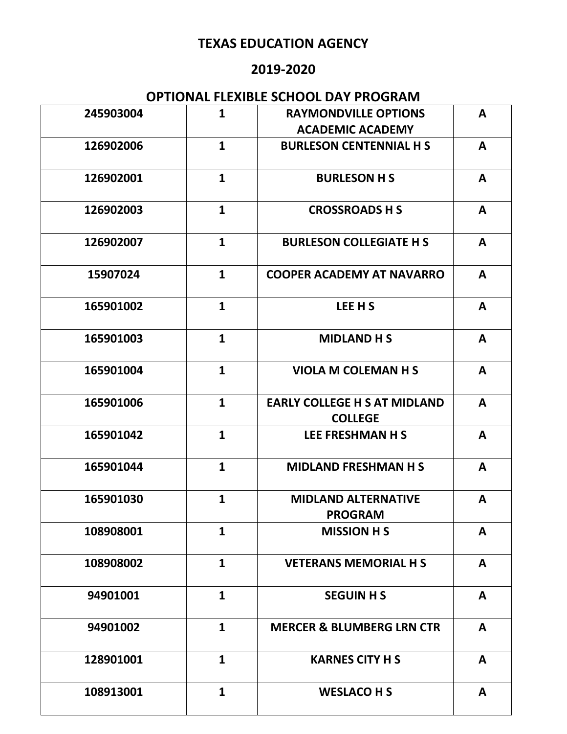# TEXAS EDUCATION AGENCY

## 2019-2020

## OPTIONAL FLEXIBLE SCHOOL DAY PROGRAM

| | | | |
|---|---|---|---|
| 245903004 | 1 | RAYMONDVILLE OPTIONS ACADEMIC ACADEMY | A |
| 126902006 | 1 | BURLESON CENTENNIAL H S | A |
| 126902001 | 1 | BURLESON H S | A |
| 126902003 | 1 | CROSSROADS H S | A |
| 126902007 | 1 | BURLESON COLLEGIATE H S | A |
| 15907024 | 1 | COOPER ACADEMY AT NAVARRO | A |
| 165901002 | 1 | LEE H S | A |
| 165901003 | 1 | MIDLAND H S | A |
| 165901004 | 1 | VIOLA M COLEMAN H S | A |
| 165901006 | 1 | EARLY COLLEGE H S AT MIDLAND COLLEGE | A |
| 165901042 | 1 | LEE FRESHMAN H S | A |
| 165901044 | 1 | MIDLAND FRESHMAN H S | A |
| 165901030 | 1 | MIDLAND ALTERNATIVE PROGRAM | A |
| 108908001 | 1 | MISSION H S | A |
| 108908002 | 1 | VETERANS MEMORIAL H S | A |
| 94901001 | 1 | SEGUIN H S | A |
| 94901002 | 1 | MERCER & BLUMBERG LRN CTR | A |
| 128901001 | 1 | KARNES CITY H S | A |
| 108913001 | 1 | WESLACO H S | A |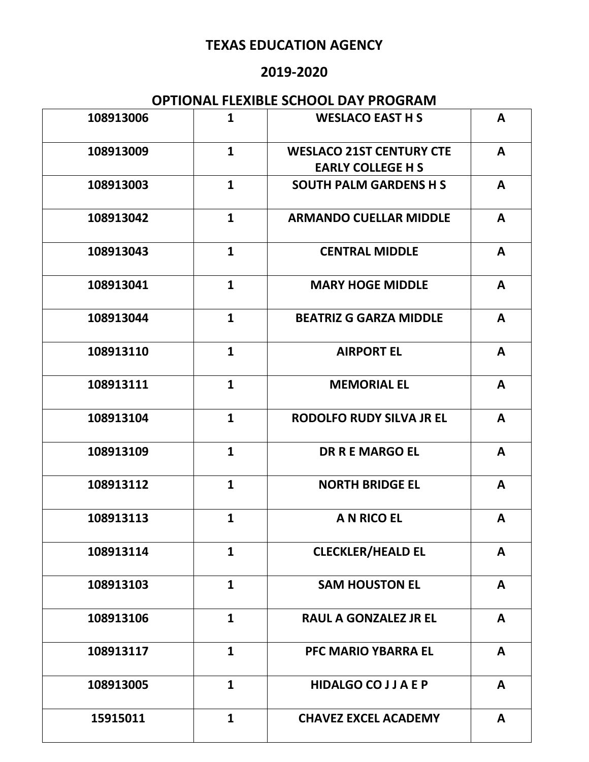# TEXAS EDUCATION AGENCY

## 2019-2020

## OPTIONAL FLEXIBLE SCHOOL DAY PROGRAM

| | | | |
|---|---|---|---|
| 108913006 | 1 | WESLACO EAST H S | A |
| 108913009 | 1 | WESLACO 21ST CENTURY CTE EARLY COLLEGE H S | A |
| 108913003 | 1 | SOUTH PALM GARDENS H S | A |
| 108913042 | 1 | ARMANDO CUELLAR MIDDLE | A |
| 108913043 | 1 | CENTRAL MIDDLE | A |
| 108913041 | 1 | MARY HOGE MIDDLE | A |
| 108913044 | 1 | BEATRIZ G GARZA MIDDLE | A |
| 108913110 | 1 | AIRPORT EL | A |
| 108913111 | 1 | MEMORIAL EL | A |
| 108913104 | 1 | RODOLFO RUDY SILVA JR EL | A |
| 108913109 | 1 | DR R E MARGO EL | A |
| 108913112 | 1 | NORTH BRIDGE EL | A |
| 108913113 | 1 | A N RICO EL | A |
| 108913114 | 1 | CLECKLER/HEALD EL | A |
| 108913103 | 1 | SAM HOUSTON EL | A |
| 108913106 | 1 | RAUL A GONZALEZ JR EL | A |
| 108913117 | 1 | PFC MARIO YBARRA EL | A |
| 108913005 | 1 | HIDALGO CO J J A E P | A |
| 15915011 | 1 | CHAVEZ EXCEL ACADEMY | A |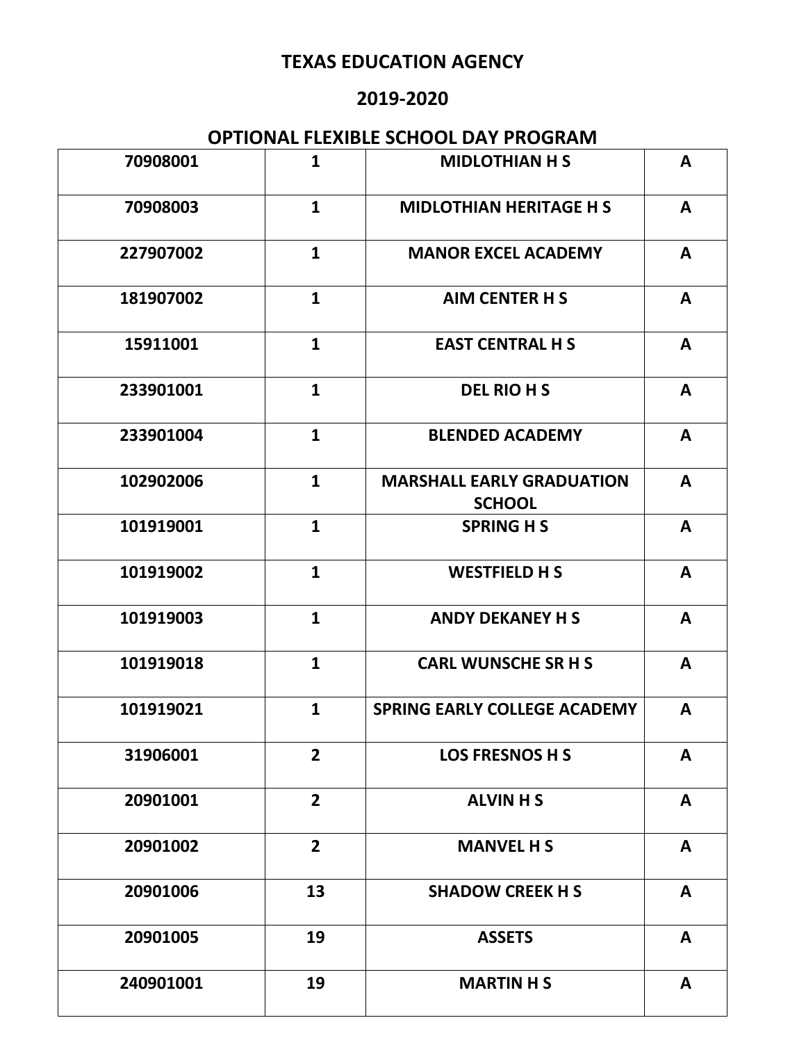**TEXAS EDUCATION AGENCY**

**2019-2020**

**OPTIONAL FLEXIBLE SCHOOL DAY PROGRAM**

| | | | |
|---|---|---|---|
| 70908001 | 1 | MIDLOTHIAN H S | A |
| 70908003 | 1 | MIDLOTHIAN HERITAGE H S | A |
| 227907002 | 1 | MANOR EXCEL ACADEMY | A |
| 181907002 | 1 | AIM CENTER H S | A |
| 15911001 | 1 | EAST CENTRAL H S | A |
| 233901001 | 1 | DEL RIO H S | A |
| 233901004 | 1 | BLENDED ACADEMY | A |
| 102902006 | 1 | MARSHALL EARLY GRADUATION SCHOOL | A |
| 101919001 | 1 | SPRING H S | A |
| 101919002 | 1 | WESTFIELD H S | A |
| 101919003 | 1 | ANDY DEKANEY H S | A |
| 101919018 | 1 | CARL WUNSCHE SR H S | A |
| 101919021 | 1 | SPRING EARLY COLLEGE ACADEMY | A |
| 31906001 | 2 | LOS FRESNOS H S | A |
| 20901001 | 2 | ALVIN H S | A |
| 20901002 | 2 | MANVEL H S | A |
| 20901006 | 13 | SHADOW CREEK H S | A |
| 20901005 | 19 | ASSETS | A |
| 240901001 | 19 | MARTIN H S | A |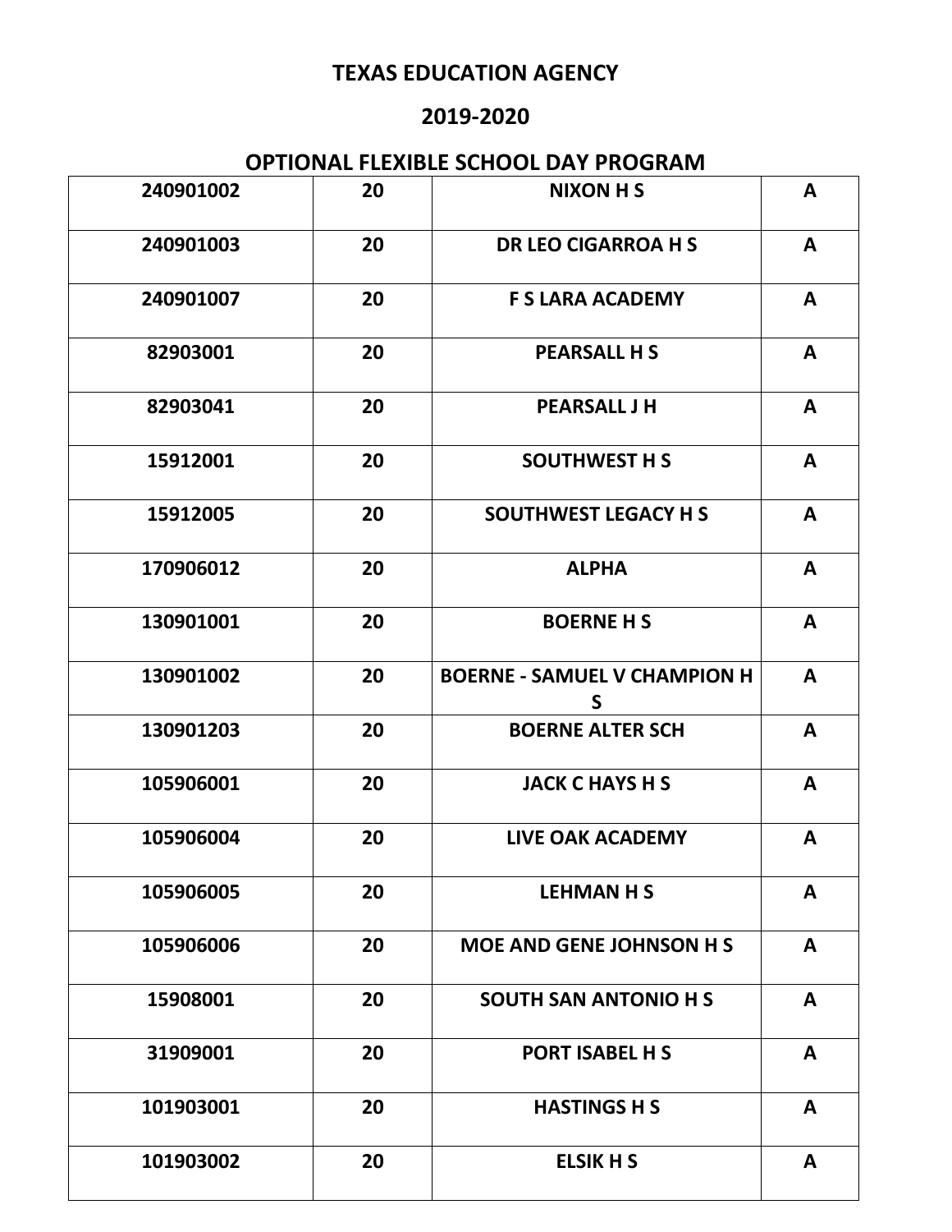# TEXAS EDUCATION AGENCY

## 2019-2020

## OPTIONAL FLEXIBLE SCHOOL DAY PROGRAM

| | | | |
|---|---|---|---|
| 240901002 | 20 | NIXON H S | A |
| 240901003 | 20 | DR LEO CIGARROA H S | A |
| 240901007 | 20 | F S LARA ACADEMY | A |
| 82903001 | 20 | PEARSALL H S | A |
| 82903041 | 20 | PEARSALL J H | A |
| 15912001 | 20 | SOUTHWEST H S | A |
| 15912005 | 20 | SOUTHWEST LEGACY H S | A |
| 170906012 | 20 | ALPHA | A |
| 130901001 | 20 | BOERNE H S | A |
| 130901002 | 20 | BOERNE - SAMUEL V CHAMPION H S | A |
| 130901203 | 20 | BOERNE ALTER SCH | A |
| 105906001 | 20 | JACK C HAYS H S | A |
| 105906004 | 20 | LIVE OAK ACADEMY | A |
| 105906005 | 20 | LEHMAN H S | A |
| 105906006 | 20 | MOE AND GENE JOHNSON H S | A |
| 15908001 | 20 | SOUTH SAN ANTONIO H S | A |
| 31909001 | 20 | PORT ISABEL H S | A |
| 101903001 | 20 | HASTINGS H S | A |
| 101903002 | 20 | ELSIK H S | A |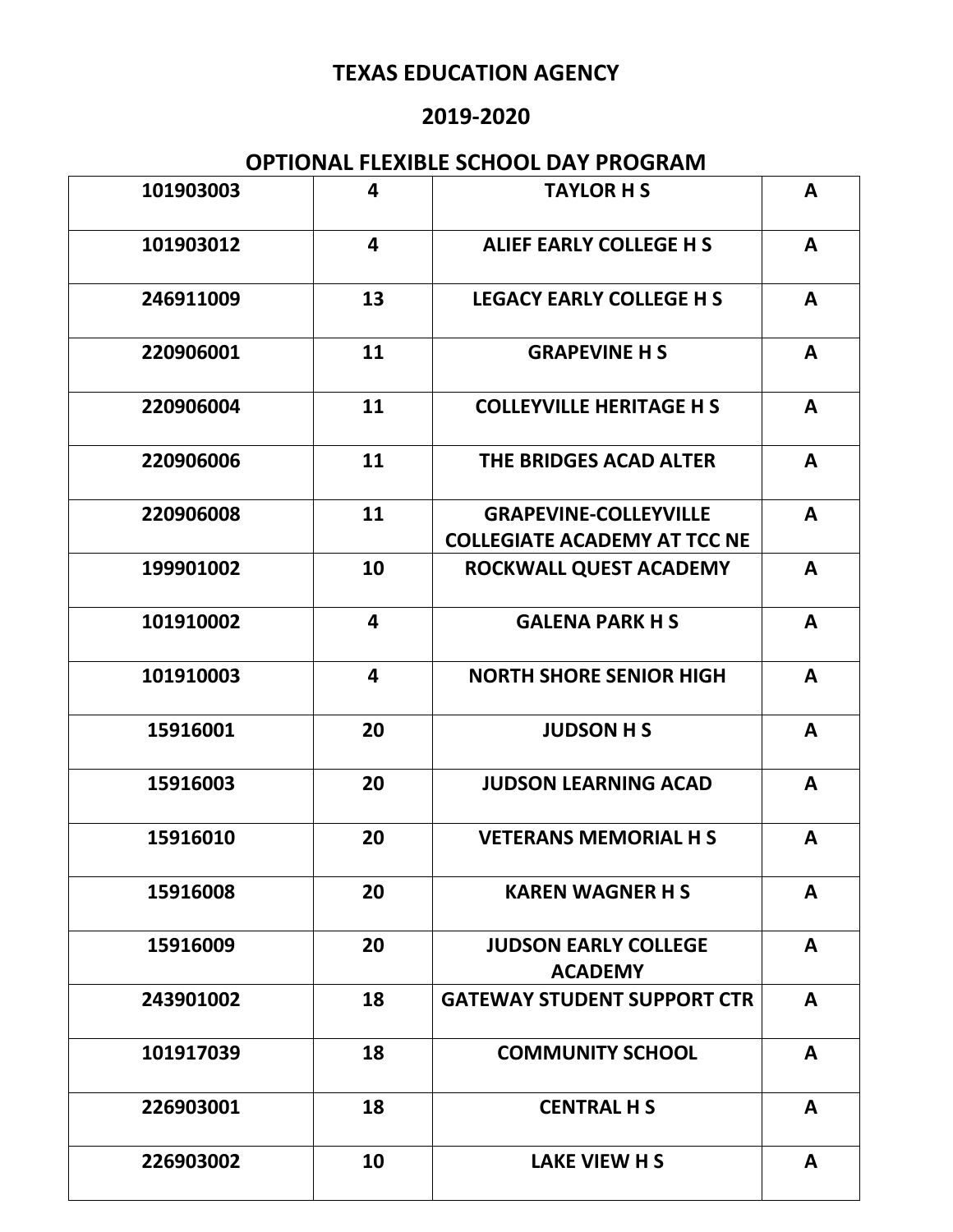**TEXAS EDUCATION AGENCY**

**2019-2020**

**OPTIONAL FLEXIBLE SCHOOL DAY PROGRAM**

| | | | |
|---|---|---|---|
| 101903003 | 4 | TAYLOR H S | A |
| 101903012 | 4 | ALIEF EARLY COLLEGE H S | A |
| 246911009 | 13 | LEGACY EARLY COLLEGE H S | A |
| 220906001 | 11 | GRAPEVINE H S | A |
| 220906004 | 11 | COLLEYVILLE HERITAGE H S | A |
| 220906006 | 11 | THE BRIDGES ACAD ALTER | A |
| 220906008 | 11 | GRAPEVINE-COLLEYVILLE COLLEGIATE ACADEMY AT TCC NE | A |
| 199901002 | 10 | ROCKWALL QUEST ACADEMY | A |
| 101910002 | 4 | GALENA PARK H S | A |
| 101910003 | 4 | NORTH SHORE SENIOR HIGH | A |
| 15916001 | 20 | JUDSON H S | A |
| 15916003 | 20 | JUDSON LEARNING ACAD | A |
| 15916010 | 20 | VETERANS MEMORIAL H S | A |
| 15916008 | 20 | KAREN WAGNER H S | A |
| 15916009 | 20 | JUDSON EARLY COLLEGE ACADEMY | A |
| 243901002 | 18 | GATEWAY STUDENT SUPPORT CTR | A |
| 101917039 | 18 | COMMUNITY SCHOOL | A |
| 226903001 | 18 | CENTRAL H S | A |
| 226903002 | 10 | LAKE VIEW H S | A |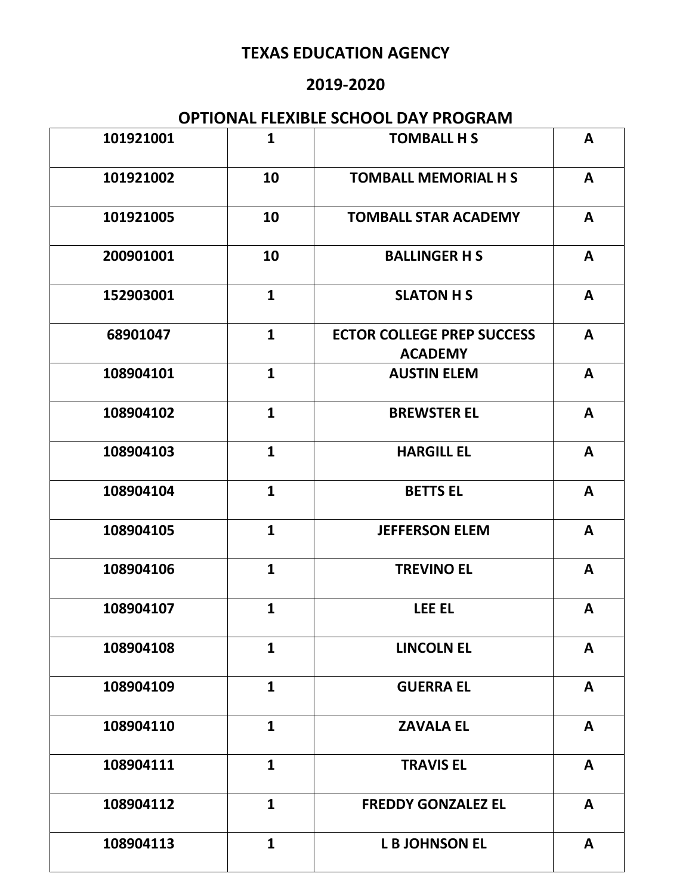# TEXAS EDUCATION AGENCY

## 2019-2020

## OPTIONAL FLEXIBLE SCHOOL DAY PROGRAM

| | | | |
|---|---|---|---|
| 101921001 | 1 | TOMBALL H S | A |
| 101921002 | 10 | TOMBALL MEMORIAL H S | A |
| 101921005 | 10 | TOMBALL STAR ACADEMY | A |
| 200901001 | 10 | BALLINGER H S | A |
| 152903001 | 1 | SLATON H S | A |
| 68901047 | 1 | ECTOR COLLEGE PREP SUCCESS ACADEMY | A |
| 108904101 | 1 | AUSTIN ELEM | A |
| 108904102 | 1 | BREWSTER EL | A |
| 108904103 | 1 | HARGILL EL | A |
| 108904104 | 1 | BETTS EL | A |
| 108904105 | 1 | JEFFERSON ELEM | A |
| 108904106 | 1 | TREVINO EL | A |
| 108904107 | 1 | LEE EL | A |
| 108904108 | 1 | LINCOLN EL | A |
| 108904109 | 1 | GUERRA EL | A |
| 108904110 | 1 | ZAVALA EL | A |
| 108904111 | 1 | TRAVIS EL | A |
| 108904112 | 1 | FREDDY GONZALEZ EL | A |
| 108904113 | 1 | L B JOHNSON EL | A |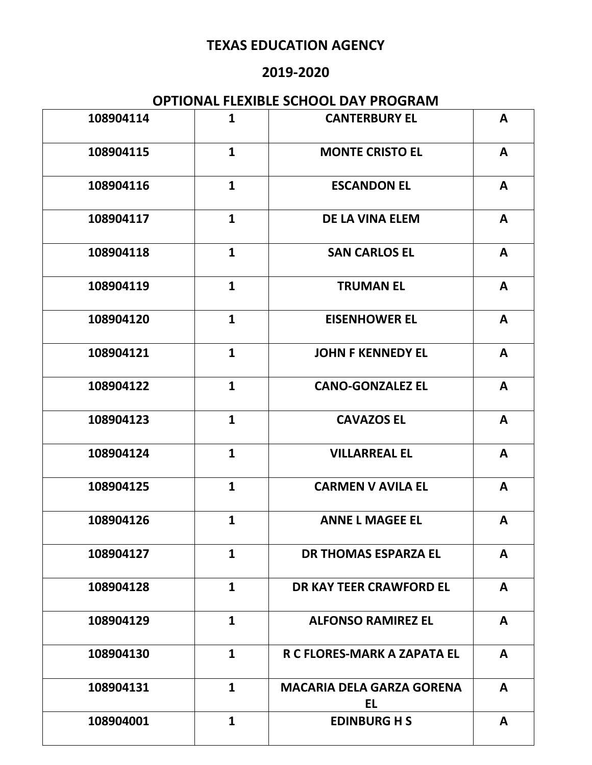**TEXAS EDUCATION AGENCY**

**2019-2020**

**OPTIONAL FLEXIBLE SCHOOL DAY PROGRAM**

| | | | |
|---|---|---|---|
| 108904114 | 1 | CANTERBURY EL | A |
| 108904115 | 1 | MONTE CRISTO EL | A |
| 108904116 | 1 | ESCANDON EL | A |
| 108904117 | 1 | DE LA VINA ELEM | A |
| 108904118 | 1 | SAN CARLOS EL | A |
| 108904119 | 1 | TRUMAN EL | A |
| 108904120 | 1 | EISENHOWER EL | A |
| 108904121 | 1 | JOHN F KENNEDY EL | A |
| 108904122 | 1 | CANO-GONZALEZ EL | A |
| 108904123 | 1 | CAVAZOS EL | A |
| 108904124 | 1 | VILLARREAL EL | A |
| 108904125 | 1 | CARMEN V AVILA EL | A |
| 108904126 | 1 | ANNE L MAGEE EL | A |
| 108904127 | 1 | DR THOMAS ESPARZA EL | A |
| 108904128 | 1 | DR KAY TEER CRAWFORD EL | A |
| 108904129 | 1 | ALFONSO RAMIREZ EL | A |
| 108904130 | 1 | R C FLORES-MARK A ZAPATA EL | A |
| 108904131 | 1 | MACARIA DELA GARZA GORENA EL | A |
| 108904001 | 1 | EDINBURG H S | A |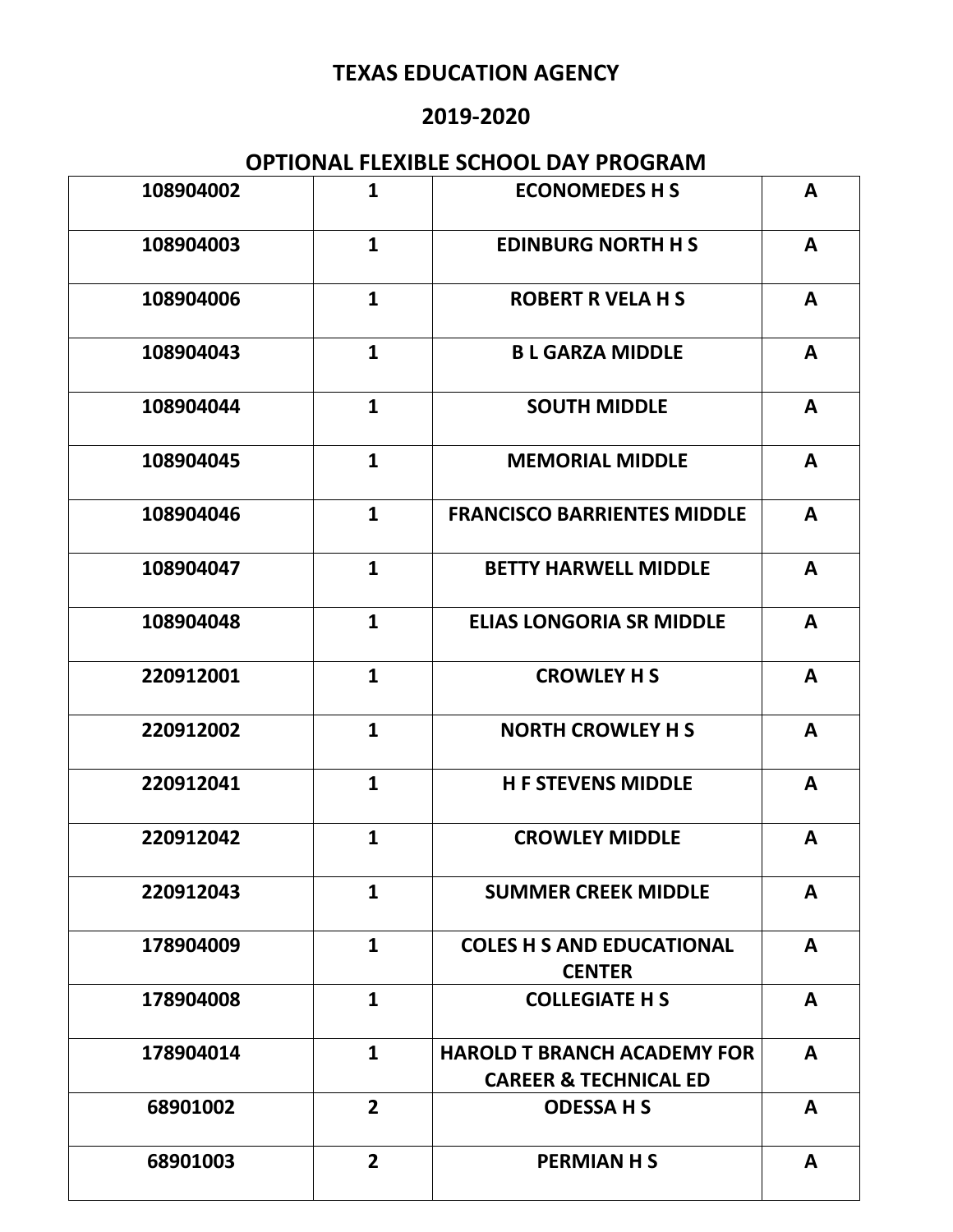# TEXAS EDUCATION AGENCY

## 2019-2020

## OPTIONAL FLEXIBLE SCHOOL DAY PROGRAM

| | | | |
|---|---|---|---|
| 108904002 | 1 | ECONOMEDES H S | A |
| 108904003 | 1 | EDINBURG NORTH H S | A |
| 108904006 | 1 | ROBERT R VELA H S | A |
| 108904043 | 1 | B L GARZA MIDDLE | A |
| 108904044 | 1 | SOUTH MIDDLE | A |
| 108904045 | 1 | MEMORIAL MIDDLE | A |
| 108904046 | 1 | FRANCISCO BARRIENTES MIDDLE | A |
| 108904047 | 1 | BETTY HARWELL MIDDLE | A |
| 108904048 | 1 | ELIAS LONGORIA SR MIDDLE | A |
| 220912001 | 1 | CROWLEY H S | A |
| 220912002 | 1 | NORTH CROWLEY H S | A |
| 220912041 | 1 | H F STEVENS MIDDLE | A |
| 220912042 | 1 | CROWLEY MIDDLE | A |
| 220912043 | 1 | SUMMER CREEK MIDDLE | A |
| 178904009 | 1 | COLES H S AND EDUCATIONAL CENTER | A |
| 178904008 | 1 | COLLEGIATE H S | A |
| 178904014 | 1 | HAROLD T BRANCH ACADEMY FOR CAREER & TECHNICAL ED | A |
| 68901002 | 2 | ODESSA H S | A |
| 68901003 | 2 | PERMIAN H S | A |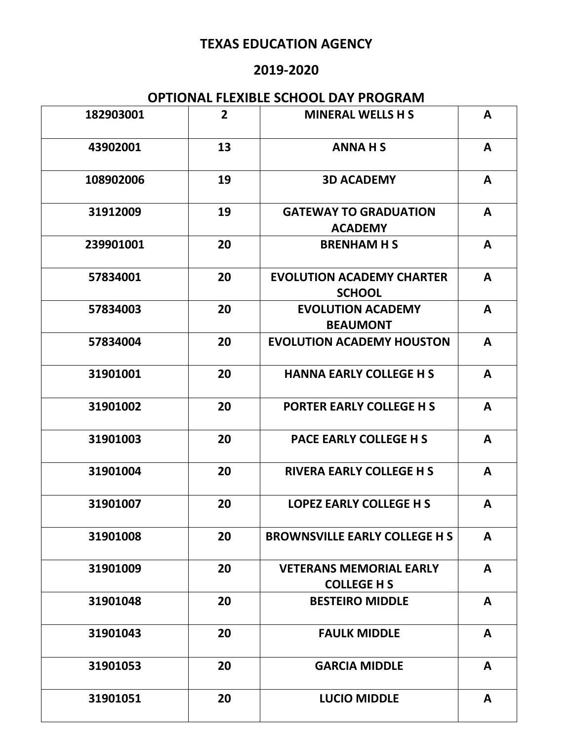# TEXAS EDUCATION AGENCY

## 2019-2020

## OPTIONAL FLEXIBLE SCHOOL DAY PROGRAM

| | | | |
|---|---|---|---|
| 182903001 | 2 | MINERAL WELLS H S | A |
| 43902001 | 13 | ANNA H S | A |
| 108902006 | 19 | 3D ACADEMY | A |
| 31912009 | 19 | GATEWAY TO GRADUATION ACADEMY | A |
| 239901001 | 20 | BRENHAM H S | A |
| 57834001 | 20 | EVOLUTION ACADEMY CHARTER SCHOOL | A |
| 57834003 | 20 | EVOLUTION ACADEMY BEAUMONT | A |
| 57834004 | 20 | EVOLUTION ACADEMY HOUSTON | A |
| 31901001 | 20 | HANNA EARLY COLLEGE H S | A |
| 31901002 | 20 | PORTER EARLY COLLEGE H S | A |
| 31901003 | 20 | PACE EARLY COLLEGE H S | A |
| 31901004 | 20 | RIVERA EARLY COLLEGE H S | A |
| 31901007 | 20 | LOPEZ EARLY COLLEGE H S | A |
| 31901008 | 20 | BROWNSVILLE EARLY COLLEGE H S | A |
| 31901009 | 20 | VETERANS MEMORIAL EARLY COLLEGE H S | A |
| 31901048 | 20 | BESTEIRO MIDDLE | A |
| 31901043 | 20 | FAULK MIDDLE | A |
| 31901053 | 20 | GARCIA MIDDLE | A |
| 31901051 | 20 | LUCIO MIDDLE | A |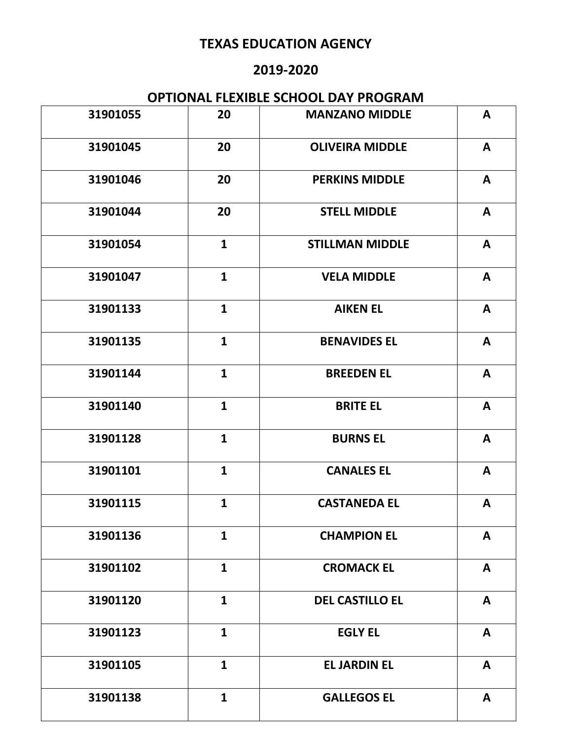**TEXAS EDUCATION AGENCY**

**2019-2020**

**OPTIONAL FLEXIBLE SCHOOL DAY PROGRAM**

| | | | |
|---|---|---|---|
| 31901055 | 20 | MANZANO MIDDLE | A |
| 31901045 | 20 | OLIVEIRA MIDDLE | A |
| 31901046 | 20 | PERKINS MIDDLE | A |
| 31901044 | 20 | STELL MIDDLE | A |
| 31901054 | 1 | STILLMAN MIDDLE | A |
| 31901047 | 1 | VELA MIDDLE | A |
| 31901133 | 1 | AIKEN EL | A |
| 31901135 | 1 | BENAVIDES EL | A |
| 31901144 | 1 | BREEDEN EL | A |
| 31901140 | 1 | BRITE EL | A |
| 31901128 | 1 | BURNS EL | A |
| 31901101 | 1 | CANALES EL | A |
| 31901115 | 1 | CASTANEDA EL | A |
| 31901136 | 1 | CHAMPION EL | A |
| 31901102 | 1 | CROMACK EL | A |
| 31901120 | 1 | DEL CASTILLO EL | A |
| 31901123 | 1 | EGLY EL | A |
| 31901105 | 1 | EL JARDIN EL | A |
| 31901138 | 1 | GALLEGOS EL | A |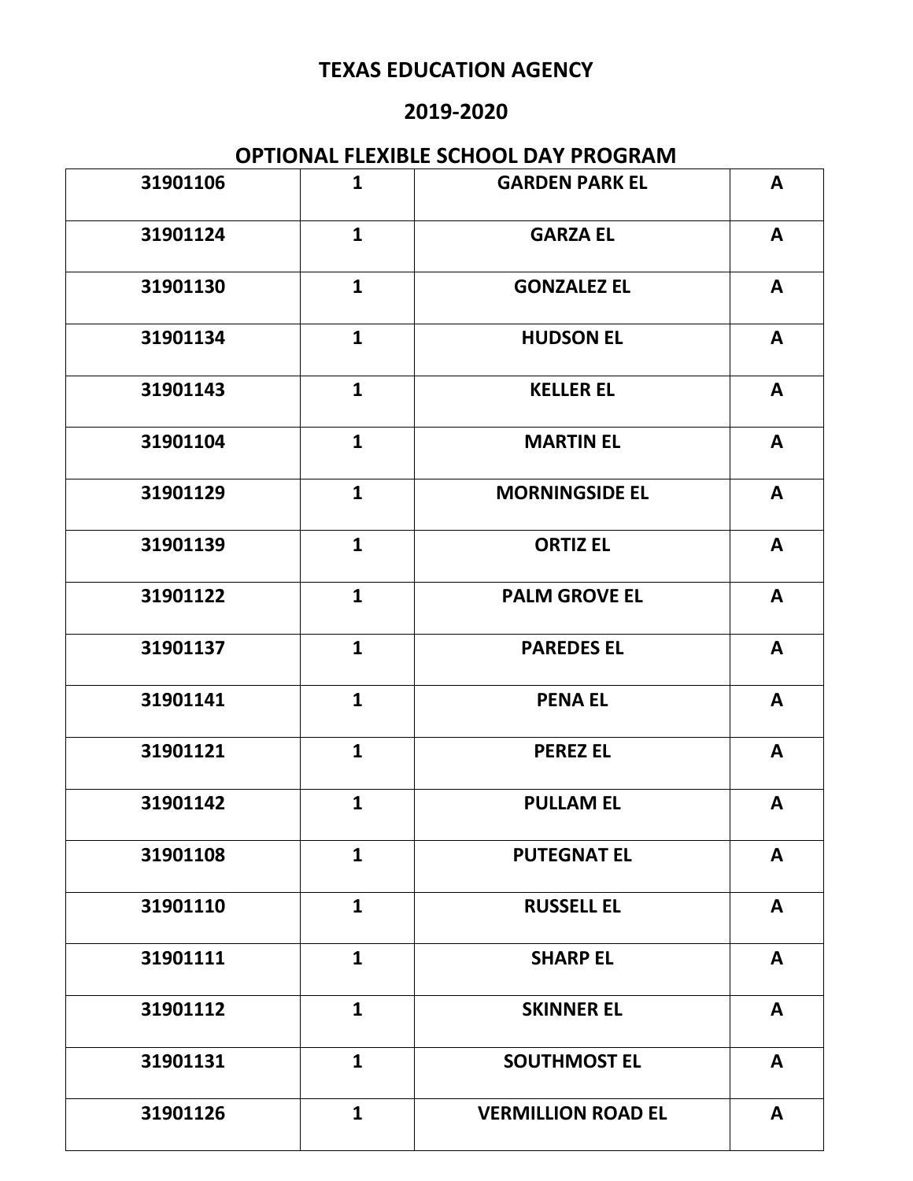# TEXAS EDUCATION AGENCY

## 2019-2020

## OPTIONAL FLEXIBLE SCHOOL DAY PROGRAM

| | | | |
|---|---|---|---|
| 31901106 | 1 | GARDEN PARK EL | A |
| 31901124 | 1 | GARZA EL | A |
| 31901130 | 1 | GONZALEZ EL | A |
| 31901134 | 1 | HUDSON EL | A |
| 31901143 | 1 | KELLER EL | A |
| 31901104 | 1 | MARTIN EL | A |
| 31901129 | 1 | MORNINGSIDE EL | A |
| 31901139 | 1 | ORTIZ EL | A |
| 31901122 | 1 | PALM GROVE EL | A |
| 31901137 | 1 | PAREDES EL | A |
| 31901141 | 1 | PENA EL | A |
| 31901121 | 1 | PEREZ EL | A |
| 31901142 | 1 | PULLAM EL | A |
| 31901108 | 1 | PUTEGNAT EL | A |
| 31901110 | 1 | RUSSELL EL | A |
| 31901111 | 1 | SHARP EL | A |
| 31901112 | 1 | SKINNER EL | A |
| 31901131 | 1 | SOUTHMOST EL | A |
| 31901126 | 1 | VERMILLION ROAD EL | A |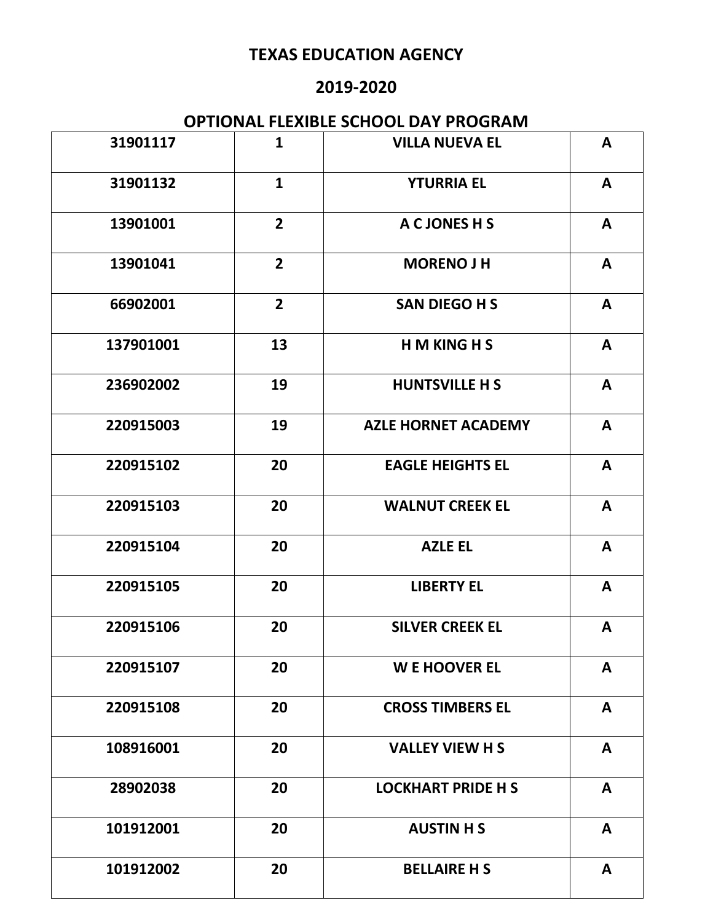# TEXAS EDUCATION AGENCY

## 2019-2020

## OPTIONAL FLEXIBLE SCHOOL DAY PROGRAM

| | | | |
|---|---|---|---|
| 31901117 | 1 | VILLA NUEVA EL | A |
| 31901132 | 1 | YTURRIA EL | A |
| 13901001 | 2 | A C JONES H S | A |
| 13901041 | 2 | MORENO J H | A |
| 66902001 | 2 | SAN DIEGO H S | A |
| 137901001 | 13 | H M KING H S | A |
| 236902002 | 19 | HUNTSVILLE H S | A |
| 220915003 | 19 | AZLE HORNET ACADEMY | A |
| 220915102 | 20 | EAGLE HEIGHTS EL | A |
| 220915103 | 20 | WALNUT CREEK EL | A |
| 220915104 | 20 | AZLE EL | A |
| 220915105 | 20 | LIBERTY EL | A |
| 220915106 | 20 | SILVER CREEK EL | A |
| 220915107 | 20 | W E HOOVER EL | A |
| 220915108 | 20 | CROSS TIMBERS EL | A |
| 108916001 | 20 | VALLEY VIEW H S | A |
| 28902038 | 20 | LOCKHART PRIDE H S | A |
| 101912001 | 20 | AUSTIN H S | A |
| 101912002 | 20 | BELLAIRE H S | A |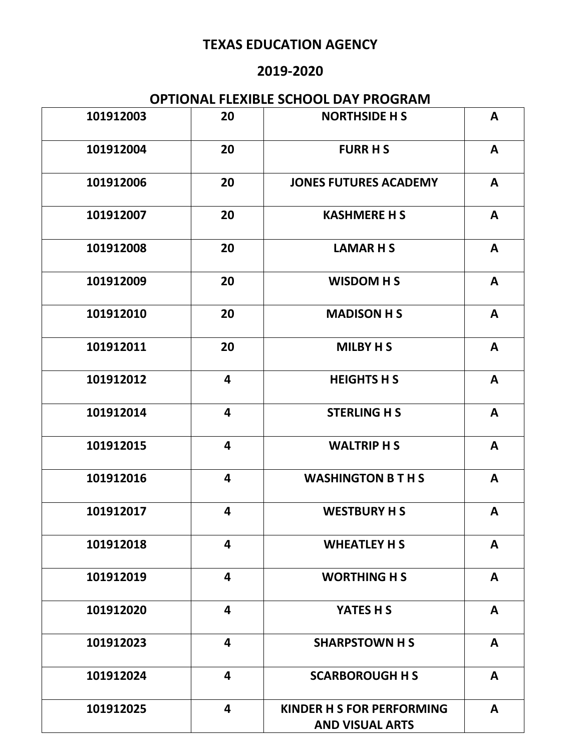# TEXAS EDUCATION AGENCY

## 2019-2020

## OPTIONAL FLEXIBLE SCHOOL DAY PROGRAM

| | | | |
|---|---|---|---|
| 101912003 | 20 | NORTHSIDE H S | A |
| 101912004 | 20 | FURR H S | A |
| 101912006 | 20 | JONES FUTURES ACADEMY | A |
| 101912007 | 20 | KASHMERE H S | A |
| 101912008 | 20 | LAMAR H S | A |
| 101912009 | 20 | WISDOM H S | A |
| 101912010 | 20 | MADISON H S | A |
| 101912011 | 20 | MILBY H S | A |
| 101912012 | 4 | HEIGHTS H S | A |
| 101912014 | 4 | STERLING H S | A |
| 101912015 | 4 | WALTRIP H S | A |
| 101912016 | 4 | WASHINGTON B T H S | A |
| 101912017 | 4 | WESTBURY H S | A |
| 101912018 | 4 | WHEATLEY H S | A |
| 101912019 | 4 | WORTHING H S | A |
| 101912020 | 4 | YATES H S | A |
| 101912023 | 4 | SHARPSTOWN H S | A |
| 101912024 | 4 | SCARBOROUGH H S | A |
| 101912025 | 4 | KINDER H S FOR PERFORMING AND VISUAL ARTS | A |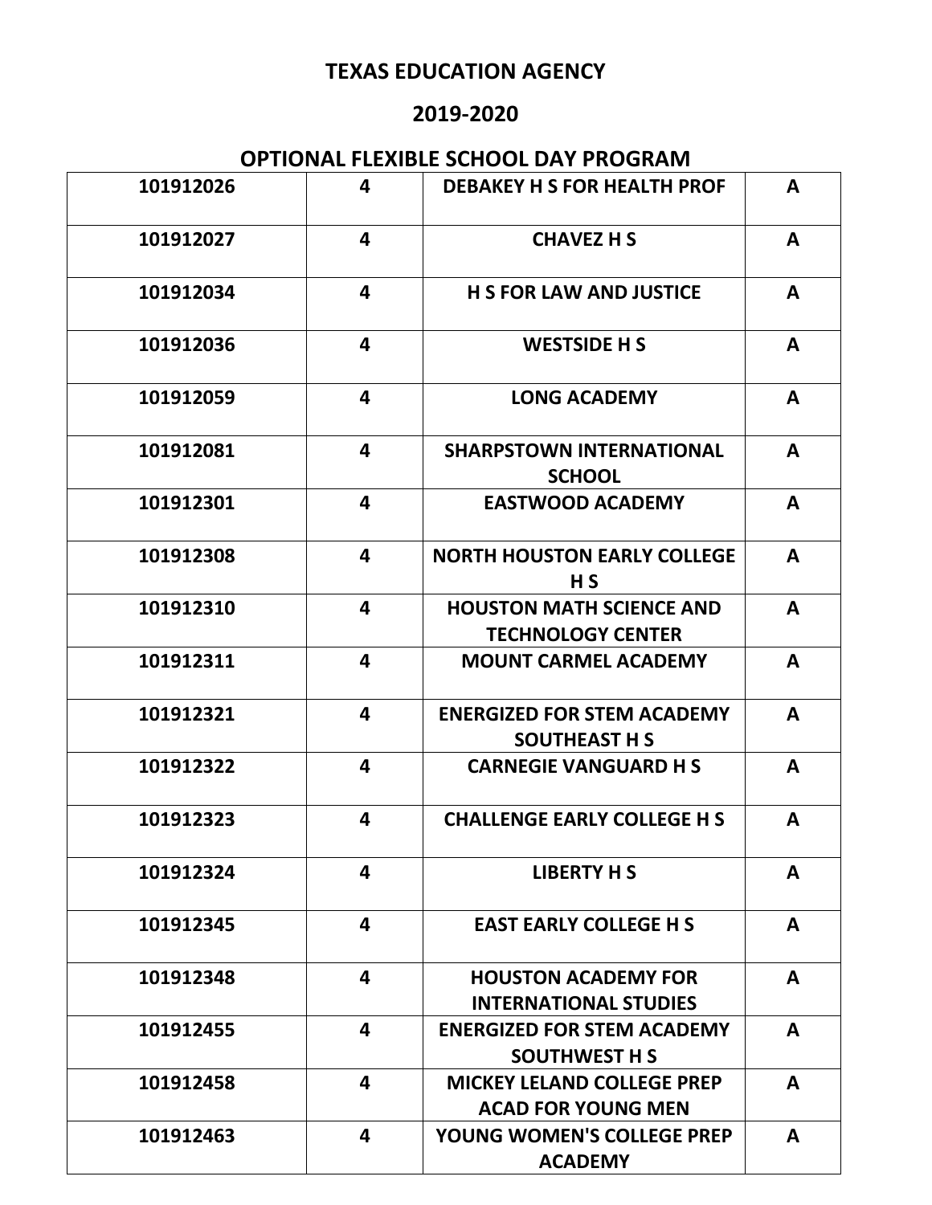# TEXAS EDUCATION AGENCY

## 2019-2020

## OPTIONAL FLEXIBLE SCHOOL DAY PROGRAM

| | | | |
|---|---|---|---|
| 101912026 | 4 | DEBAKEY H S FOR HEALTH PROF | A |
| 101912027 | 4 | CHAVEZ H S | A |
| 101912034 | 4 | H S FOR LAW AND JUSTICE | A |
| 101912036 | 4 | WESTSIDE H S | A |
| 101912059 | 4 | LONG ACADEMY | A |
| 101912081 | 4 | SHARPSTOWN INTERNATIONAL SCHOOL | A |
| 101912301 | 4 | EASTWOOD ACADEMY | A |
| 101912308 | 4 | NORTH HOUSTON EARLY COLLEGE H S | A |
| 101912310 | 4 | HOUSTON MATH SCIENCE AND TECHNOLOGY CENTER | A |
| 101912311 | 4 | MOUNT CARMEL ACADEMY | A |
| 101912321 | 4 | ENERGIZED FOR STEM ACADEMY SOUTHEAST H S | A |
| 101912322 | 4 | CARNEGIE VANGUARD H S | A |
| 101912323 | 4 | CHALLENGE EARLY COLLEGE H S | A |
| 101912324 | 4 | LIBERTY H S | A |
| 101912345 | 4 | EAST EARLY COLLEGE H S | A |
| 101912348 | 4 | HOUSTON ACADEMY FOR INTERNATIONAL STUDIES | A |
| 101912455 | 4 | ENERGIZED FOR STEM ACADEMY SOUTHWEST H S | A |
| 101912458 | 4 | MICKEY LELAND COLLEGE PREP ACAD FOR YOUNG MEN | A |
| 101912463 | 4 | YOUNG WOMEN'S COLLEGE PREP ACADEMY | A |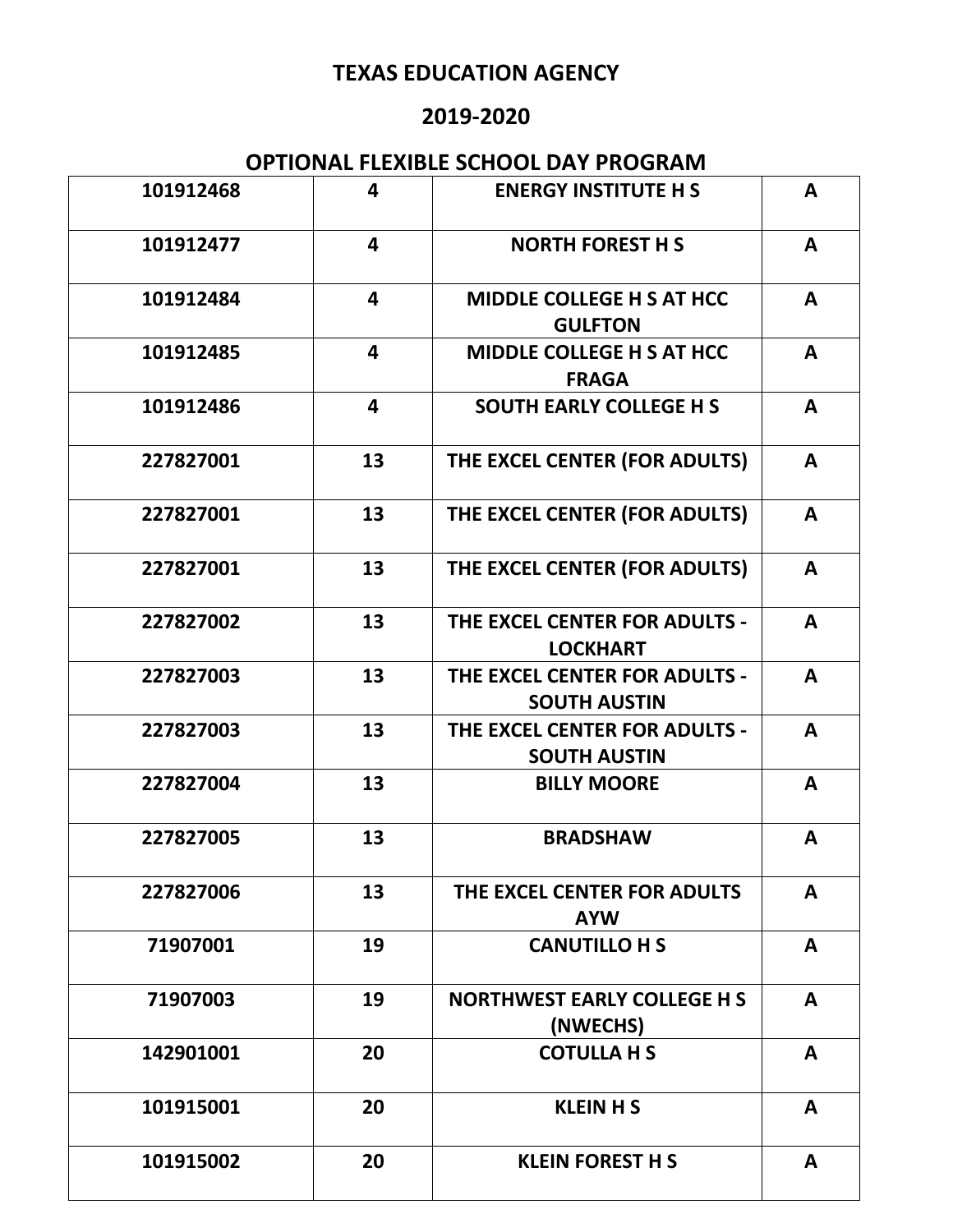# TEXAS EDUCATION AGENCY

## 2019-2020

## OPTIONAL FLEXIBLE SCHOOL DAY PROGRAM

| | | | |
|---|---|---|---|
| 101912468 | 4 | ENERGY INSTITUTE H S | A |
| 101912477 | 4 | NORTH FOREST H S | A |
| 101912484 | 4 | MIDDLE COLLEGE H S AT HCC GULFTON | A |
| 101912485 | 4 | MIDDLE COLLEGE H S AT HCC FRAGA | A |
| 101912486 | 4 | SOUTH EARLY COLLEGE H S | A |
| 227827001 | 13 | THE EXCEL CENTER (FOR ADULTS) | A |
| 227827001 | 13 | THE EXCEL CENTER (FOR ADULTS) | A |
| 227827001 | 13 | THE EXCEL CENTER (FOR ADULTS) | A |
| 227827002 | 13 | THE EXCEL CENTER FOR ADULTS - LOCKHART | A |
| 227827003 | 13 | THE EXCEL CENTER FOR ADULTS - SOUTH AUSTIN | A |
| 227827003 | 13 | THE EXCEL CENTER FOR ADULTS - SOUTH AUSTIN | A |
| 227827004 | 13 | BILLY MOORE | A |
| 227827005 | 13 | BRADSHAW | A |
| 227827006 | 13 | THE EXCEL CENTER FOR ADULTS AYW | A |
| 71907001 | 19 | CANUTILLO H S | A |
| 71907003 | 19 | NORTHWEST EARLY COLLEGE H S (NWECHS) | A |
| 142901001 | 20 | COTULLA H S | A |
| 101915001 | 20 | KLEIN H S | A |
| 101915002 | 20 | KLEIN FOREST H S | A |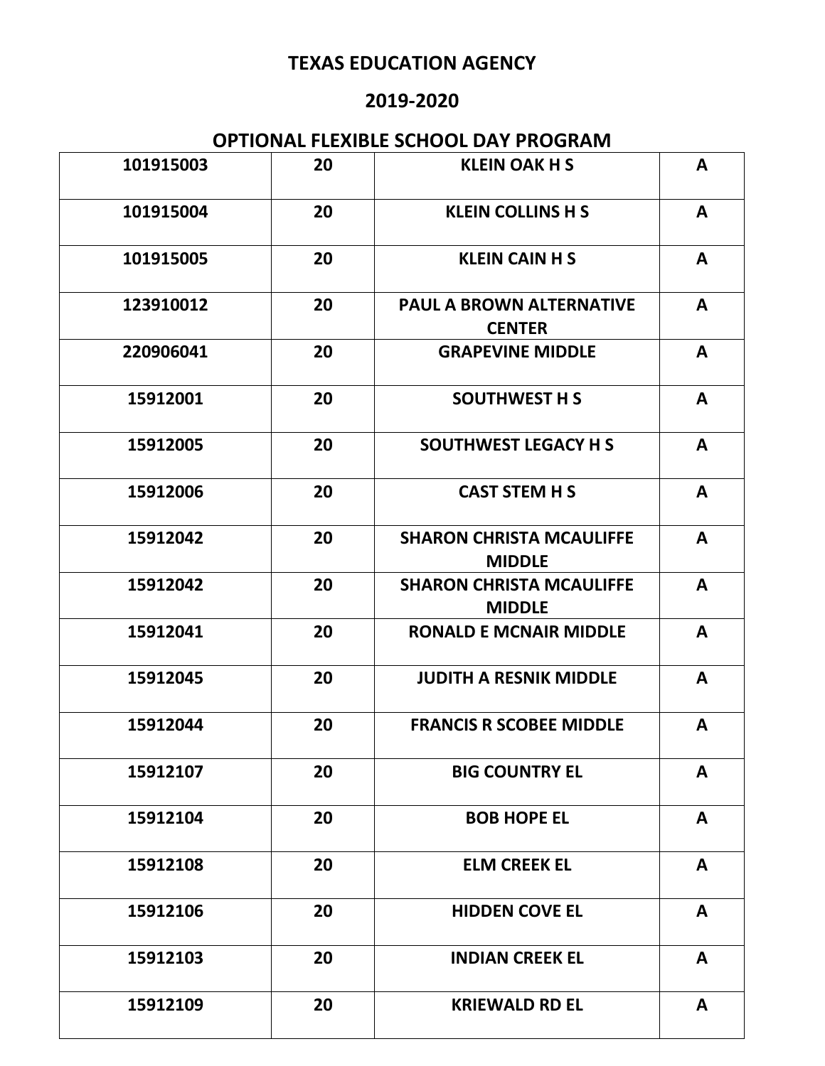# TEXAS EDUCATION AGENCY

## 2019-2020

## OPTIONAL FLEXIBLE SCHOOL DAY PROGRAM

| | | | |
|---|---|---|---|
| 101915003 | 20 | KLEIN OAK H S | A |
| 101915004 | 20 | KLEIN COLLINS H S | A |
| 101915005 | 20 | KLEIN CAIN H S | A |
| 123910012 | 20 | PAUL A BROWN ALTERNATIVE CENTER | A |
| 220906041 | 20 | GRAPEVINE MIDDLE | A |
| 15912001 | 20 | SOUTHWEST H S | A |
| 15912005 | 20 | SOUTHWEST LEGACY H S | A |
| 15912006 | 20 | CAST STEM H S | A |
| 15912042 | 20 | SHARON CHRISTA MCAULIFFE MIDDLE | A |
| 15912042 | 20 | SHARON CHRISTA MCAULIFFE MIDDLE | A |
| 15912041 | 20 | RONALD E MCNAIR MIDDLE | A |
| 15912045 | 20 | JUDITH A RESNIK MIDDLE | A |
| 15912044 | 20 | FRANCIS R SCOBEE MIDDLE | A |
| 15912107 | 20 | BIG COUNTRY EL | A |
| 15912104 | 20 | BOB HOPE EL | A |
| 15912108 | 20 | ELM CREEK EL | A |
| 15912106 | 20 | HIDDEN COVE EL | A |
| 15912103 | 20 | INDIAN CREEK EL | A |
| 15912109 | 20 | KRIEWALD RD EL | A |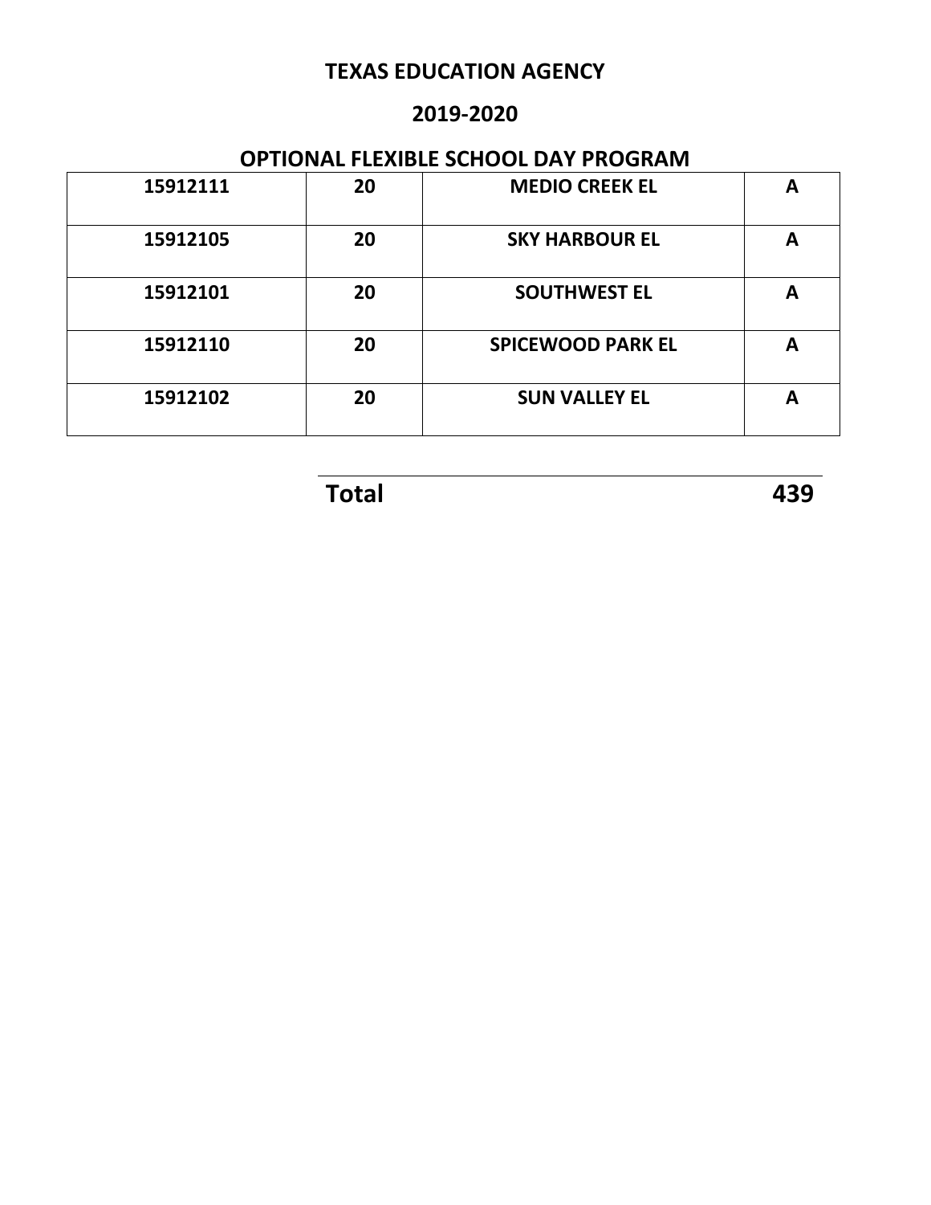# TEXAS EDUCATION AGENCY

## 2019-2020

## OPTIONAL FLEXIBLE SCHOOL DAY PROGRAM

| | | | |
|---|---|---|---|
| 15912111 | 20 | MEDIO CREEK EL | A |
| 15912105 | 20 | SKY HARBOUR EL | A |
| 15912101 | 20 | SOUTHWEST EL | A |
| 15912110 | 20 | SPICEWOOD PARK EL | A |
| 15912102 | 20 | SUN VALLEY EL | A |

**Total** **439**